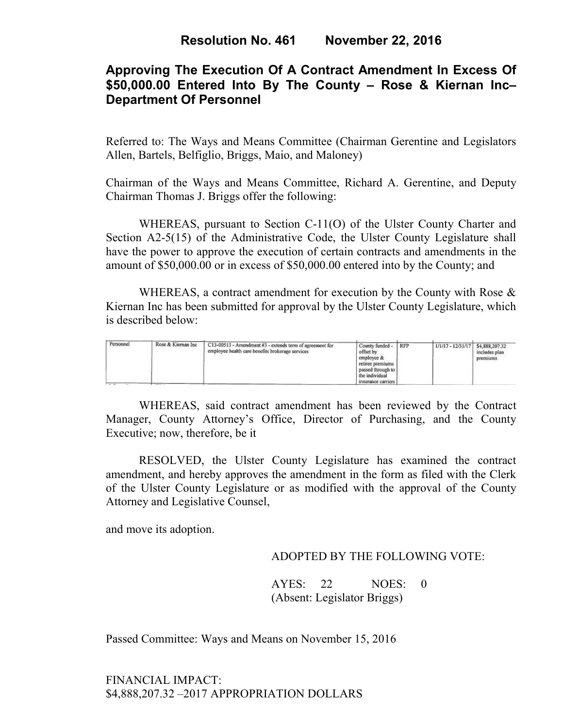# Resolution No. 461 November 22, 2016

## Approving The Execution Of A Contract Amendment In Excess Of $50,000.00 Entered Into By The County – Rose & Kiernan Inc– Department Of Personnel

Referred to: The Ways and Means Committee (Chairman Gerentine and Legislators Allen, Bartels, Belfiglio, Briggs, Maio, and Maloney)

Chairman of the Ways and Means Committee, Richard A. Gerentine, and Deputy Chairman Thomas J. Briggs offer the following:

WHEREAS, pursuant to Section C-11(O) of the Ulster County Charter and Section A2-5(15) of the Administrative Code, the Ulster County Legislature shall have the power to approve the execution of certain contracts and amendments in the amount of $50,000.00 or in excess of $50,000.00 entered into by the County; and

WHEREAS, a contract amendment for execution by the County with Rose & Kiernan Inc has been submitted for approval by the Ulster County Legislature, which is described below:

| | | | | | | |
|---|---|---|---|---|---|---|
| Personnel | Rose & Kiernan Inc | C13-00513 - Amendment #3 - extends term of agreement for employee health care benefits brokerage services | County funded - offset by employee & retiree premiums passed through to the individual insurance carriers | RFP | 1/1/17 - 12/31/17 | $4,888,207.32 includes plan premiums |

WHEREAS, said contract amendment has been reviewed by the Contract Manager, County Attorney's Office, Director of Purchasing, and the County Executive; now, therefore, be it

RESOLVED, the Ulster County Legislature has examined the contract amendment, and hereby approves the amendment in the form as filed with the Clerk of the Ulster County Legislature or as modified with the approval of the County Attorney and Legislative Counsel,

and move its adoption.

ADOPTED BY THE FOLLOWING VOTE:

AYES: 22 NOES: 0
(Absent: Legislator Briggs)

Passed Committee: Ways and Means on November 15, 2016

FINANCIAL IMPACT:
$4,888,207.32 –2017 APPROPRIATION DOLLARS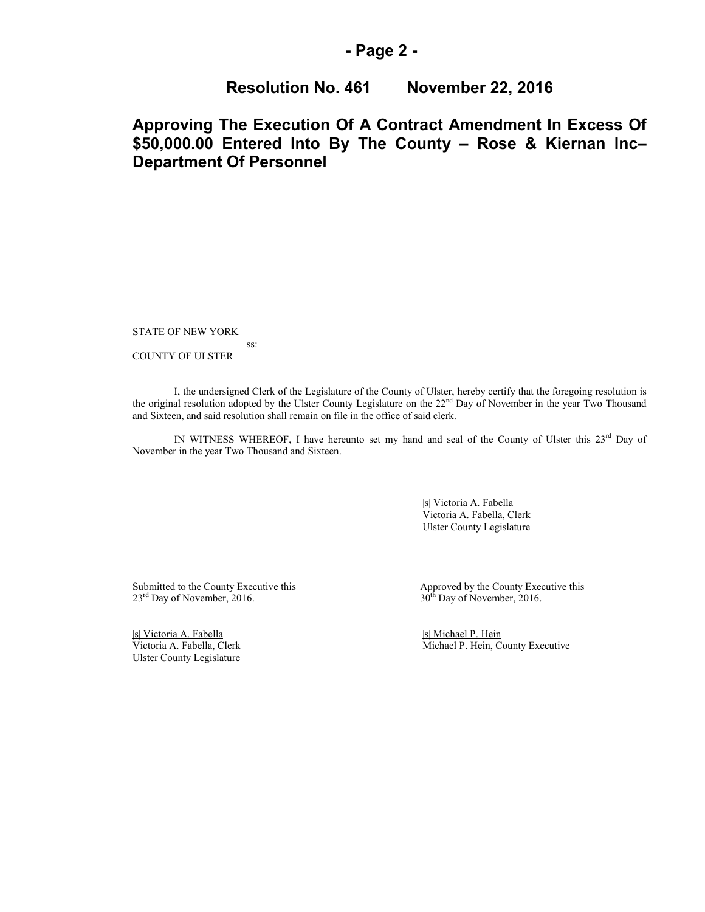## Resolution No. 461 November 22, 2016

# Approving The Execution Of A Contract Amendment In Excess Of $50,000.00 Entered Into By The County – Rose & Kiernan Inc– Department Of Personnel

STATE OF NEW YORK
ss:
COUNTY OF ULSTER

I, the undersigned Clerk of the Legislature of the County of Ulster, hereby certify that the foregoing resolution is the original resolution adopted by the Ulster County Legislature on the 22nd Day of November in the year Two Thousand and Sixteen, and said resolution shall remain on file in the office of said clerk.

IN WITNESS WHEREOF, I have hereunto set my hand and seal of the County of Ulster this 23rd Day of November in the year Two Thousand and Sixteen.

|s| Victoria A. Fabella
Victoria A. Fabella, Clerk
Ulster County Legislature

Submitted to the County Executive this
23rd Day of November, 2016.

|s| Victoria A. Fabella
Victoria A. Fabella, Clerk
Ulster County Legislature

Approved by the County Executive this
30th Day of November, 2016.

|s| Michael P. Hein
Michael P. Hein, County Executive